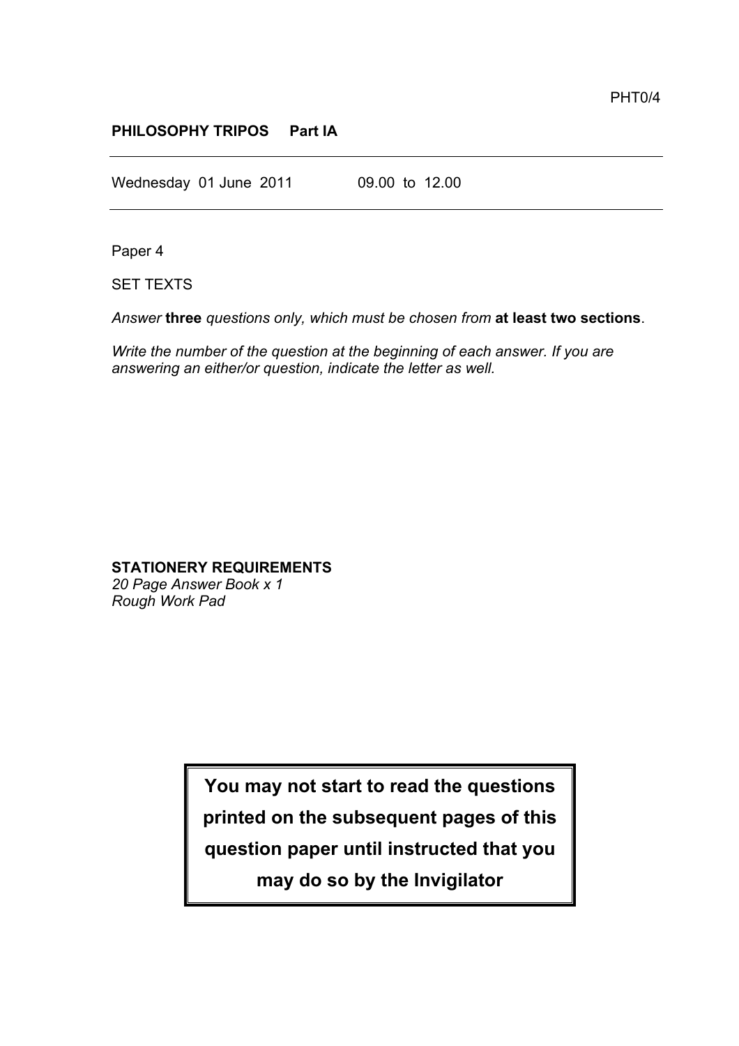PHT0/4

**PHILOSOPHY TRIPOS Part IA**

---

Wednesday 01 June 2011 09.00 to 12.00

---

Paper 4

SET TEXTS

*Answer* **three** *questions only, which must be chosen from* **at least two sections**.

*Write the number of the question at the beginning of each answer. If you are answering an either/or question, indicate the letter as well.*

**STATIONERY REQUIREMENTS**
*20 Page Answer Book x 1*
*Rough Work Pad*

**You may not start to read the questions printed on the subsequent pages of this question paper until instructed that you may do so by the Invigilator**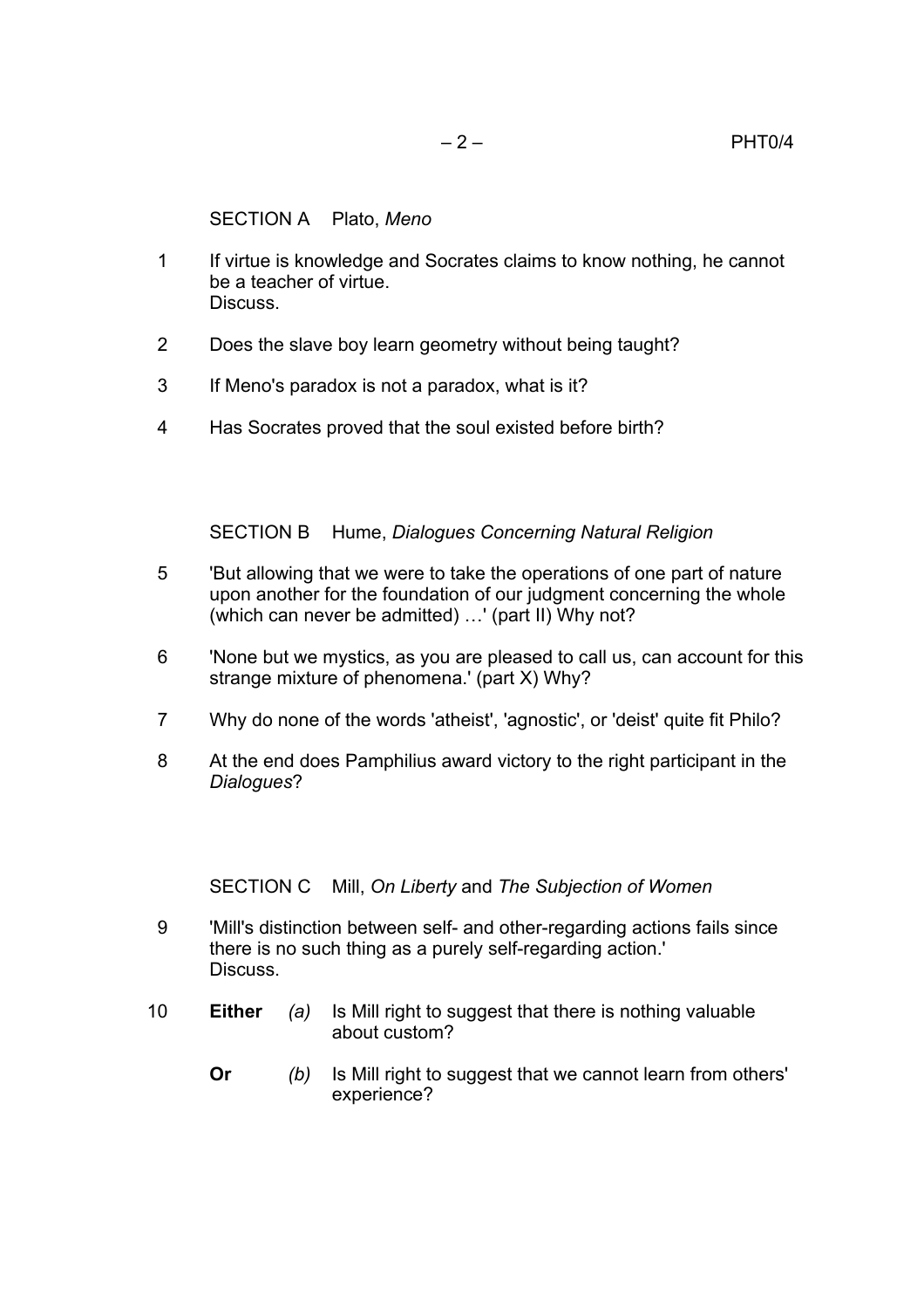## SECTION A Plato, *Meno*

1 If virtue is knowledge and Socrates claims to know nothing, he cannot be a teacher of virtue.
Discuss.

2 Does the slave boy learn geometry without being taught?

3 If Meno's paradox is not a paradox, what is it?

4 Has Socrates proved that the soul existed before birth?

## SECTION B Hume, *Dialogues Concerning Natural Religion*

5 'But allowing that we were to take the operations of one part of nature upon another for the foundation of our judgment concerning the whole (which can never be admitted) …' (part II) Why not?

6 'None but we mystics, as you are pleased to call us, can account for this strange mixture of phenomena.' (part X) Why?

7 Why do none of the words 'atheist', 'agnostic', or 'deist' quite fit Philo?

8 At the end does Pamphilius award victory to the right participant in the *Dialogues*?

## SECTION C Mill, *On Liberty* and *The Subjection of Women*

9 'Mill's distinction between self- and other-regarding actions fails since there is no such thing as a purely self-regarding action.'
Discuss.

10 **Either** *(a)* Is Mill right to suggest that there is nothing valuable about custom?

**Or** *(b)* Is Mill right to suggest that we cannot learn from others' experience?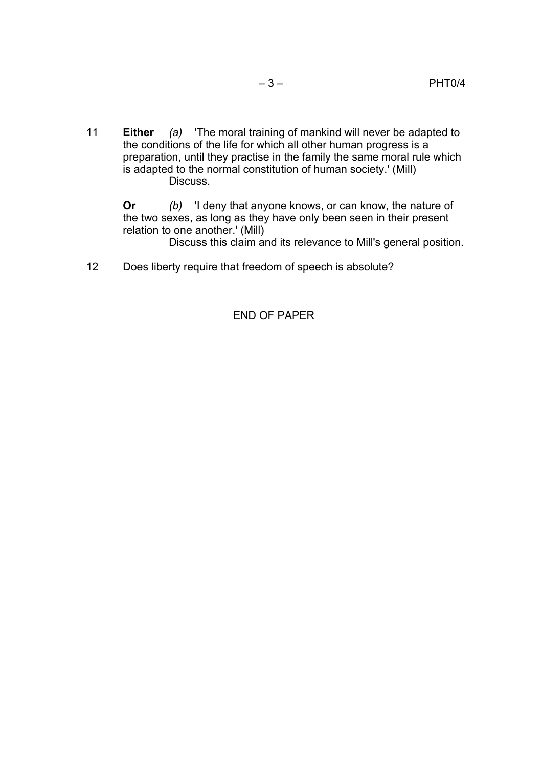11 **Either** *(a)* 'The moral training of mankind will never be adapted to the conditions of the life for which all other human progress is a preparation, until they practise in the family the same moral rule which is adapted to the normal constitution of human society.' (Mill)
Discuss.

**Or** *(b)* 'I deny that anyone knows, or can know, the nature of the two sexes, as long as they have only been seen in their present relation to one another.' (Mill)
Discuss this claim and its relevance to Mill's general position.

12 Does liberty require that freedom of speech is absolute?

END OF PAPER